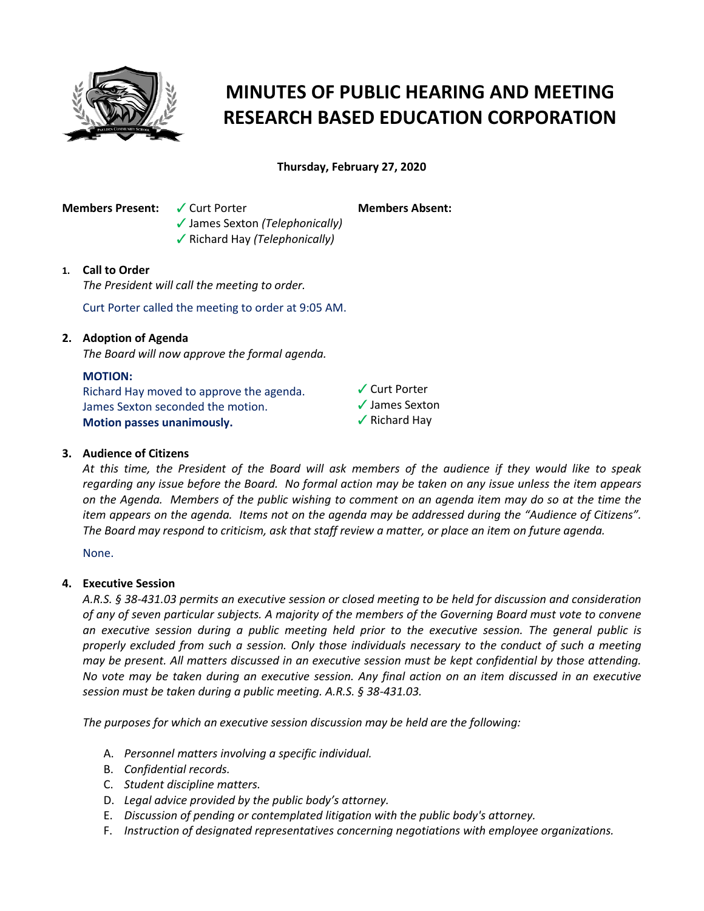# MINUTES OF PUBLIC HEARING AND MEETING RESEARCH BASED EDUCATION CORPORATION

**Thursday, February 27, 2020**

**Members Present:**
- ✓ Curt Porter
- ✓ James Sexton *(Telephonically)*
- ✓ Richard Hay *(Telephonically)*

**Members Absent:**

1. **Call to Order**

   *The President will call the meeting to order.*

   Curt Porter called the meeting to order at 9:05 AM.

2. **Adoption of Agenda**

   *The Board will now approve the formal agenda.*

   **MOTION:**
   Richard Hay moved to approve the agenda.
   James Sexton seconded the motion.
   **Motion passes unanimously.**

   - ✓ Curt Porter
   - ✓ James Sexton
   - ✓ Richard Hay

3. **Audience of Citizens**

   *At this time, the President of the Board will ask members of the audience if they would like to speak regarding any issue before the Board. No formal action may be taken on any issue unless the item appears on the Agenda. Members of the public wishing to comment on an agenda item may do so at the time the item appears on the agenda. Items not on the agenda may be addressed during the "Audience of Citizens". The Board may respond to criticism, ask that staff review a matter, or place an item on future agenda.*

   None.

4. **Executive Session**

   *A.R.S. § 38-431.03 permits an executive session or closed meeting to be held for discussion and consideration of any of seven particular subjects. A majority of the members of the Governing Board must vote to convene an executive session during a public meeting held prior to the executive session. The general public is properly excluded from such a session. Only those individuals necessary to the conduct of such a meeting may be present. All matters discussed in an executive session must be kept confidential by those attending. No vote may be taken during an executive session. Any final action on an item discussed in an executive session must be taken during a public meeting. A.R.S. § 38-431.03.*

   *The purposes for which an executive session discussion may be held are the following:*

   A. *Personnel matters involving a specific individual.*
   B. *Confidential records.*
   C. *Student discipline matters.*
   D. *Legal advice provided by the public body's attorney.*
   E. *Discussion of pending or contemplated litigation with the public body's attorney.*
   F. *Instruction of designated representatives concerning negotiations with employee organizations.*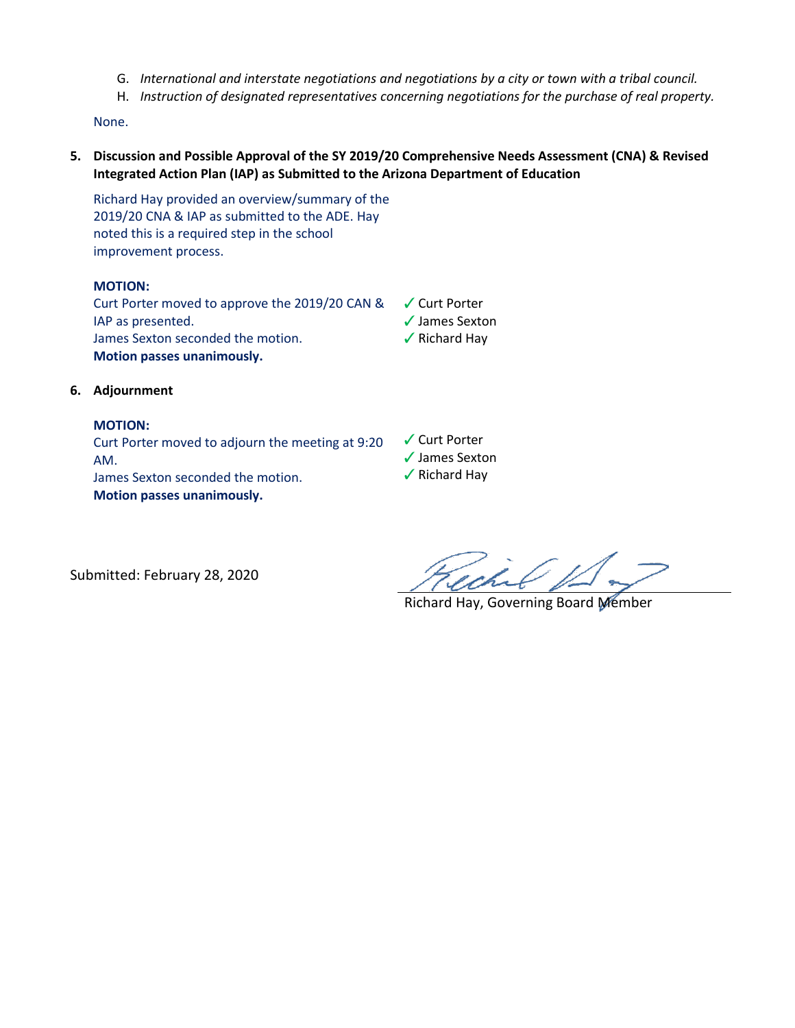G. *International and interstate negotiations and negotiations by a city or town with a tribal council.*
H. *Instruction of designated representatives concerning negotiations for the purchase of real property.*

None.

**5. Discussion and Possible Approval of the SY 2019/20 Comprehensive Needs Assessment (CNA) & Revised Integrated Action Plan (IAP) as Submitted to the Arizona Department of Education**

Richard Hay provided an overview/summary of the 2019/20 CNA & IAP as submitted to the ADE. Hay noted this is a required step in the school improvement process.

**MOTION:**
Curt Porter moved to approve the 2019/20 CAN & IAP as presented.
James Sexton seconded the motion.
**Motion passes unanimously.**

✓ Curt Porter
✓ James Sexton
✓ Richard Hay

**6. Adjournment**

**MOTION:**
Curt Porter moved to adjourn the meeting at 9:20 AM.
James Sexton seconded the motion.
**Motion passes unanimously.**

✓ Curt Porter
✓ James Sexton
✓ Richard Hay

Submitted: February 28, 2020

Richard Hay, Governing Board Member